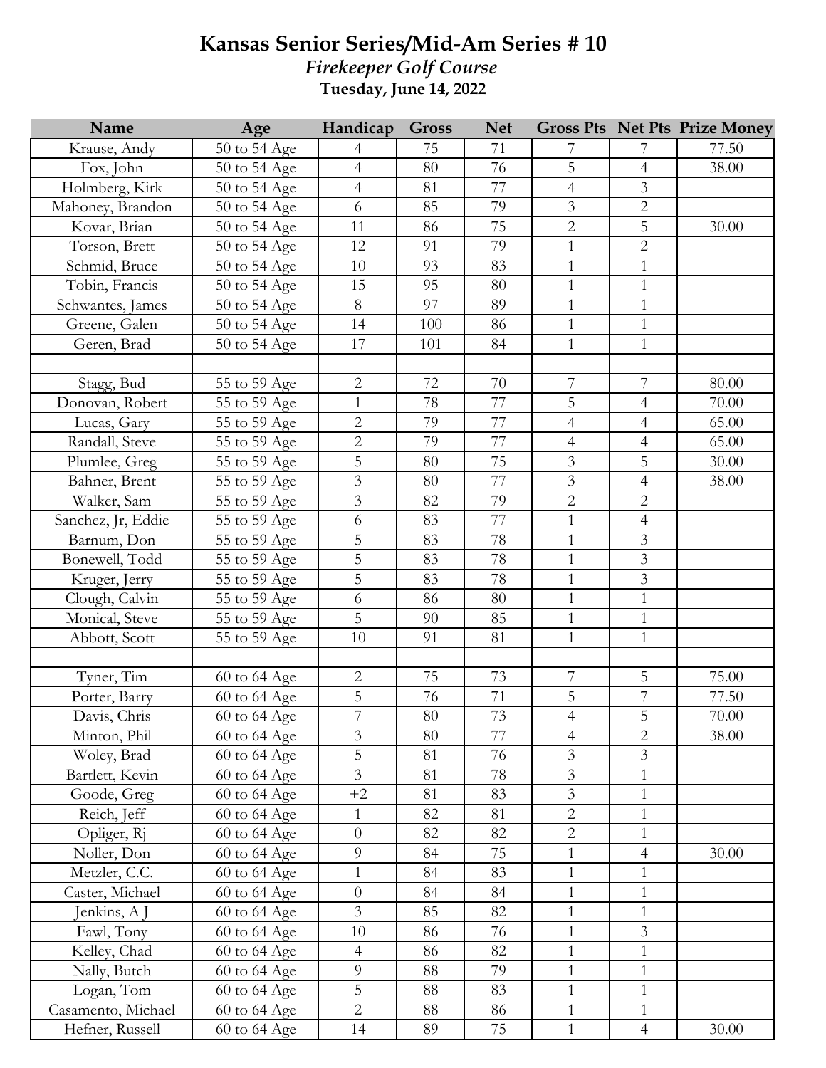# Kansas Senior Series/Mid-Am Series # 10

*Firekeeper Golf Course*

**Tuesday, June 14, 2022**

| Name | Age | Handicap | Gross | Net | Gross Pts | Net Pts | Prize Money |
|---|---|---|---|---|---|---|---|
| Krause, Andy | 50 to 54 Age | 4 | 75 | 71 | 7 | 7 | 77.50 |
| Fox, John | 50 to 54 Age | 4 | 80 | 76 | 5 | 4 | 38.00 |
| Holmberg, Kirk | 50 to 54 Age | 4 | 81 | 77 | 4 | 3 | |
| Mahoney, Brandon | 50 to 54 Age | 6 | 85 | 79 | 3 | 2 | |
| Kovar, Brian | 50 to 54 Age | 11 | 86 | 75 | 2 | 5 | 30.00 |
| Torson, Brett | 50 to 54 Age | 12 | 91 | 79 | 1 | 2 | |
| Schmid, Bruce | 50 to 54 Age | 10 | 93 | 83 | 1 | 1 | |
| Tobin, Francis | 50 to 54 Age | 15 | 95 | 80 | 1 | 1 | |
| Schwantes, James | 50 to 54 Age | 8 | 97 | 89 | 1 | 1 | |
| Greene, Galen | 50 to 54 Age | 14 | 100 | 86 | 1 | 1 | |
| Geren, Brad | 50 to 54 Age | 17 | 101 | 84 | 1 | 1 | |
| | | | | | | | |
| Stagg, Bud | 55 to 59 Age | 2 | 72 | 70 | 7 | 7 | 80.00 |
| Donovan, Robert | 55 to 59 Age | 1 | 78 | 77 | 5 | 4 | 70.00 |
| Lucas, Gary | 55 to 59 Age | 2 | 79 | 77 | 4 | 4 | 65.00 |
| Randall, Steve | 55 to 59 Age | 2 | 79 | 77 | 4 | 4 | 65.00 |
| Plumlee, Greg | 55 to 59 Age | 5 | 80 | 75 | 3 | 5 | 30.00 |
| Bahner, Brent | 55 to 59 Age | 3 | 80 | 77 | 3 | 4 | 38.00 |
| Walker, Sam | 55 to 59 Age | 3 | 82 | 79 | 2 | 2 | |
| Sanchez, Jr, Eddie | 55 to 59 Age | 6 | 83 | 77 | 1 | 4 | |
| Barnum, Don | 55 to 59 Age | 5 | 83 | 78 | 1 | 3 | |
| Bonewell, Todd | 55 to 59 Age | 5 | 83 | 78 | 1 | 3 | |
| Kruger, Jerry | 55 to 59 Age | 5 | 83 | 78 | 1 | 3 | |
| Clough, Calvin | 55 to 59 Age | 6 | 86 | 80 | 1 | 1 | |
| Monical, Steve | 55 to 59 Age | 5 | 90 | 85 | 1 | 1 | |
| Abbott, Scott | 55 to 59 Age | 10 | 91 | 81 | 1 | 1 | |
| | | | | | | | |
| Tyner, Tim | 60 to 64 Age | 2 | 75 | 73 | 7 | 5 | 75.00 |
| Porter, Barry | 60 to 64 Age | 5 | 76 | 71 | 5 | 7 | 77.50 |
| Davis, Chris | 60 to 64 Age | 7 | 80 | 73 | 4 | 5 | 70.00 |
| Minton, Phil | 60 to 64 Age | 3 | 80 | 77 | 4 | 2 | 38.00 |
| Woley, Brad | 60 to 64 Age | 5 | 81 | 76 | 3 | 3 | |
| Bartlett, Kevin | 60 to 64 Age | 3 | 81 | 78 | 3 | 1 | |
| Goode, Greg | 60 to 64 Age | +2 | 81 | 83 | 3 | 1 | |
| Reich, Jeff | 60 to 64 Age | 1 | 82 | 81 | 2 | 1 | |
| Opliger, Rj | 60 to 64 Age | 0 | 82 | 82 | 2 | 1 | |
| Noller, Don | 60 to 64 Age | 9 | 84 | 75 | 1 | 4 | 30.00 |
| Metzler, C.C. | 60 to 64 Age | 1 | 84 | 83 | 1 | 1 | |
| Caster, Michael | 60 to 64 Age | 0 | 84 | 84 | 1 | 1 | |
| Jenkins, A J | 60 to 64 Age | 3 | 85 | 82 | 1 | 1 | |
| Fawl, Tony | 60 to 64 Age | 10 | 86 | 76 | 1 | 3 | |
| Kelley, Chad | 60 to 64 Age | 4 | 86 | 82 | 1 | 1 | |
| Nally, Butch | 60 to 64 Age | 9 | 88 | 79 | 1 | 1 | |
| Logan, Tom | 60 to 64 Age | 5 | 88 | 83 | 1 | 1 | |
| Casamento, Michael | 60 to 64 Age | 2 | 88 | 86 | 1 | 1 | |
| Hefner, Russell | 60 to 64 Age | 14 | 89 | 75 | 1 | 4 | 30.00 |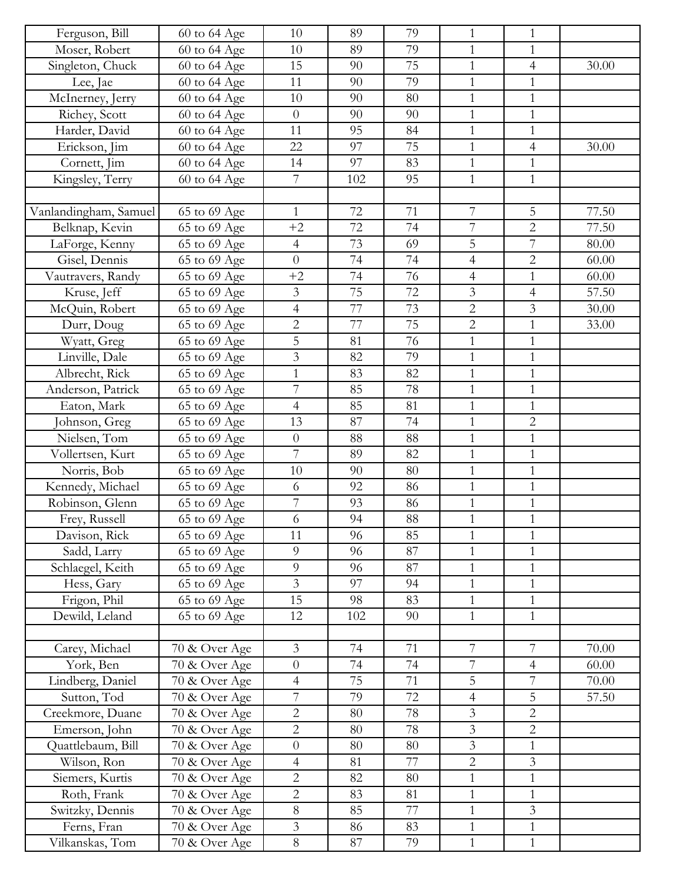| | | | | | | | |
|---|---|---|---|---|---|---|---|
| Ferguson, Bill | 60 to 64 Age | 10 | 89 | 79 | 1 | 1 | |
| Moser, Robert | 60 to 64 Age | 10 | 89 | 79 | 1 | 1 | |
| Singleton, Chuck | 60 to 64 Age | 15 | 90 | 75 | 1 | 4 | 30.00 |
| Lee, Jae | 60 to 64 Age | 11 | 90 | 79 | 1 | 1 | |
| McInerney, Jerry | 60 to 64 Age | 10 | 90 | 80 | 1 | 1 | |
| Richey, Scott | 60 to 64 Age | 0 | 90 | 90 | 1 | 1 | |
| Harder, David | 60 to 64 Age | 11 | 95 | 84 | 1 | 1 | |
| Erickson, Jim | 60 to 64 Age | 22 | 97 | 75 | 1 | 4 | 30.00 |
| Cornett, Jim | 60 to 64 Age | 14 | 97 | 83 | 1 | 1 | |
| Kingsley, Terry | 60 to 64 Age | 7 | 102 | 95 | 1 | 1 | |
| | | | | | | | |
| Vanlandingham, Samuel | 65 to 69 Age | 1 | 72 | 71 | 7 | 5 | 77.50 |
| Belknap, Kevin | 65 to 69 Age | +2 | 72 | 74 | 7 | 2 | 77.50 |
| LaForge, Kenny | 65 to 69 Age | 4 | 73 | 69 | 5 | 7 | 80.00 |
| Gisel, Dennis | 65 to 69 Age | 0 | 74 | 74 | 4 | 2 | 60.00 |
| Vautravers, Randy | 65 to 69 Age | +2 | 74 | 76 | 4 | 1 | 60.00 |
| Kruse, Jeff | 65 to 69 Age | 3 | 75 | 72 | 3 | 4 | 57.50 |
| McQuin, Robert | 65 to 69 Age | 4 | 77 | 73 | 2 | 3 | 30.00 |
| Durr, Doug | 65 to 69 Age | 2 | 77 | 75 | 2 | 1 | 33.00 |
| Wyatt, Greg | 65 to 69 Age | 5 | 81 | 76 | 1 | 1 | |
| Linville, Dale | 65 to 69 Age | 3 | 82 | 79 | 1 | 1 | |
| Albrecht, Rick | 65 to 69 Age | 1 | 83 | 82 | 1 | 1 | |
| Anderson, Patrick | 65 to 69 Age | 7 | 85 | 78 | 1 | 1 | |
| Eaton, Mark | 65 to 69 Age | 4 | 85 | 81 | 1 | 1 | |
| Johnson, Greg | 65 to 69 Age | 13 | 87 | 74 | 1 | 2 | |
| Nielsen, Tom | 65 to 69 Age | 0 | 88 | 88 | 1 | 1 | |
| Vollertsen, Kurt | 65 to 69 Age | 7 | 89 | 82 | 1 | 1 | |
| Norris, Bob | 65 to 69 Age | 10 | 90 | 80 | 1 | 1 | |
| Kennedy, Michael | 65 to 69 Age | 6 | 92 | 86 | 1 | 1 | |
| Robinson, Glenn | 65 to 69 Age | 7 | 93 | 86 | 1 | 1 | |
| Frey, Russell | 65 to 69 Age | 6 | 94 | 88 | 1 | 1 | |
| Davison, Rick | 65 to 69 Age | 11 | 96 | 85 | 1 | 1 | |
| Sadd, Larry | 65 to 69 Age | 9 | 96 | 87 | 1 | 1 | |
| Schlaegel, Keith | 65 to 69 Age | 9 | 96 | 87 | 1 | 1 | |
| Hess, Gary | 65 to 69 Age | 3 | 97 | 94 | 1 | 1 | |
| Frigon, Phil | 65 to 69 Age | 15 | 98 | 83 | 1 | 1 | |
| Dewild, Leland | 65 to 69 Age | 12 | 102 | 90 | 1 | 1 | |
| | | | | | | | |
| Carey, Michael | 70 & Over Age | 3 | 74 | 71 | 7 | 7 | 70.00 |
| York, Ben | 70 & Over Age | 0 | 74 | 74 | 7 | 4 | 60.00 |
| Lindberg, Daniel | 70 & Over Age | 4 | 75 | 71 | 5 | 7 | 70.00 |
| Sutton, Tod | 70 & Over Age | 7 | 79 | 72 | 4 | 5 | 57.50 |
| Creekmore, Duane | 70 & Over Age | 2 | 80 | 78 | 3 | 2 | |
| Emerson, John | 70 & Over Age | 2 | 80 | 78 | 3 | 2 | |
| Quattlebaum, Bill | 70 & Over Age | 0 | 80 | 80 | 3 | 1 | |
| Wilson, Ron | 70 & Over Age | 4 | 81 | 77 | 2 | 3 | |
| Siemers, Kurtis | 70 & Over Age | 2 | 82 | 80 | 1 | 1 | |
| Roth, Frank | 70 & Over Age | 2 | 83 | 81 | 1 | 1 | |
| Switzky, Dennis | 70 & Over Age | 8 | 85 | 77 | 1 | 3 | |
| Ferns, Fran | 70 & Over Age | 3 | 86 | 83 | 1 | 1 | |
| Vilkanskas, Tom | 70 & Over Age | 8 | 87 | 79 | 1 | 1 | |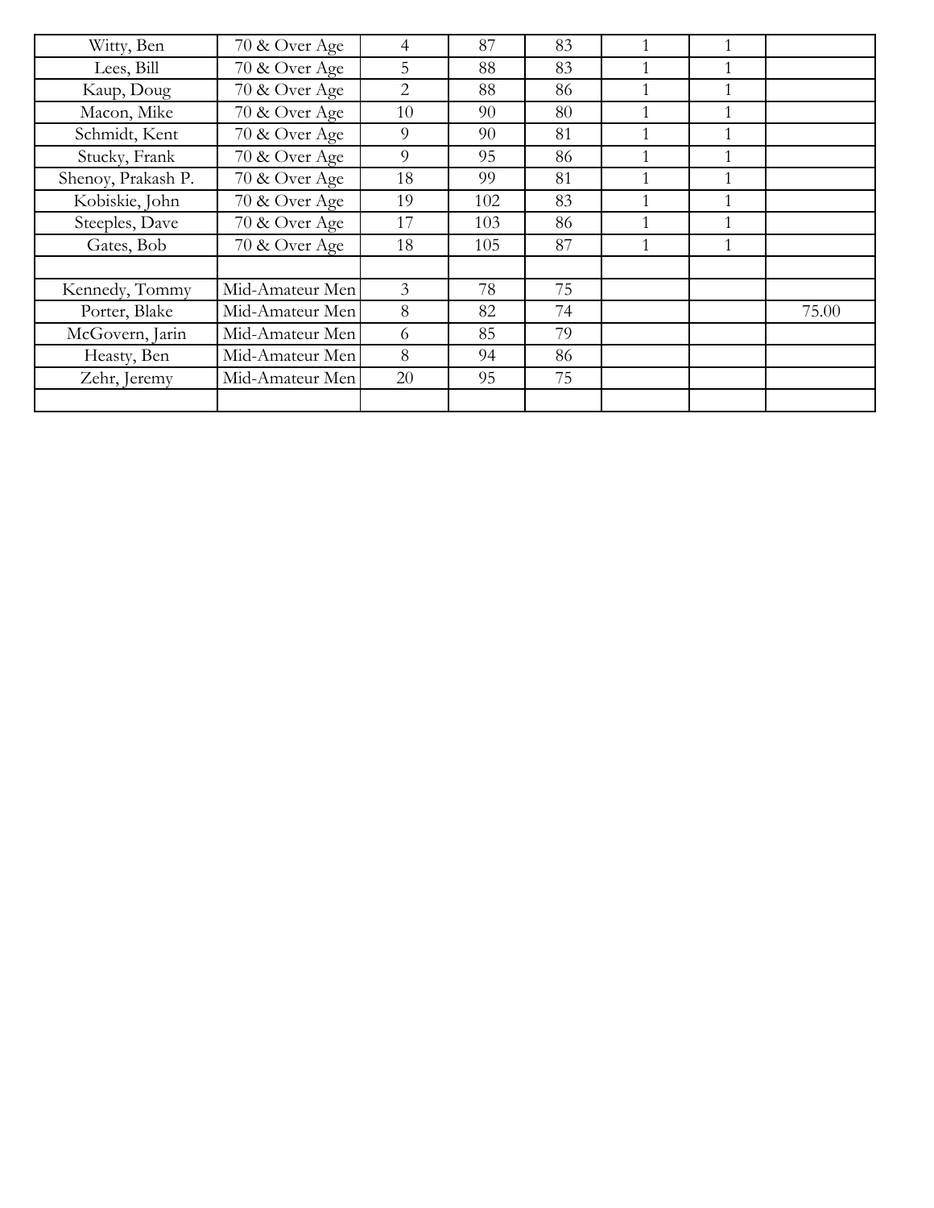| | | | | | | | |
|---|---|---|---|---|---|---|---|
| Witty, Ben | 70 & Over Age | 4 | 87 | 83 | 1 | 1 | |
| Lees, Bill | 70 & Over Age | 5 | 88 | 83 | 1 | 1 | |
| Kaup, Doug | 70 & Over Age | 2 | 88 | 86 | 1 | 1 | |
| Macon, Mike | 70 & Over Age | 10 | 90 | 80 | 1 | 1 | |
| Schmidt, Kent | 70 & Over Age | 9 | 90 | 81 | 1 | 1 | |
| Stucky, Frank | 70 & Over Age | 9 | 95 | 86 | 1 | 1 | |
| Shenoy, Prakash P. | 70 & Over Age | 18 | 99 | 81 | 1 | 1 | |
| Kobiskie, John | 70 & Over Age | 19 | 102 | 83 | 1 | 1 | |
| Steeples, Dave | 70 & Over Age | 17 | 103 | 86 | 1 | 1 | |
| Gates, Bob | 70 & Over Age | 18 | 105 | 87 | 1 | 1 | |
| | | | | | | | |
| Kennedy, Tommy | Mid-Amateur Men | 3 | 78 | 75 | | | |
| Porter, Blake | Mid-Amateur Men | 8 | 82 | 74 | | | 75.00 |
| McGovern, Jarin | Mid-Amateur Men | 6 | 85 | 79 | | | |
| Heasty, Ben | Mid-Amateur Men | 8 | 94 | 86 | | | |
| Zehr, Jeremy | Mid-Amateur Men | 20 | 95 | 75 | | | |
| | | | | | | | |